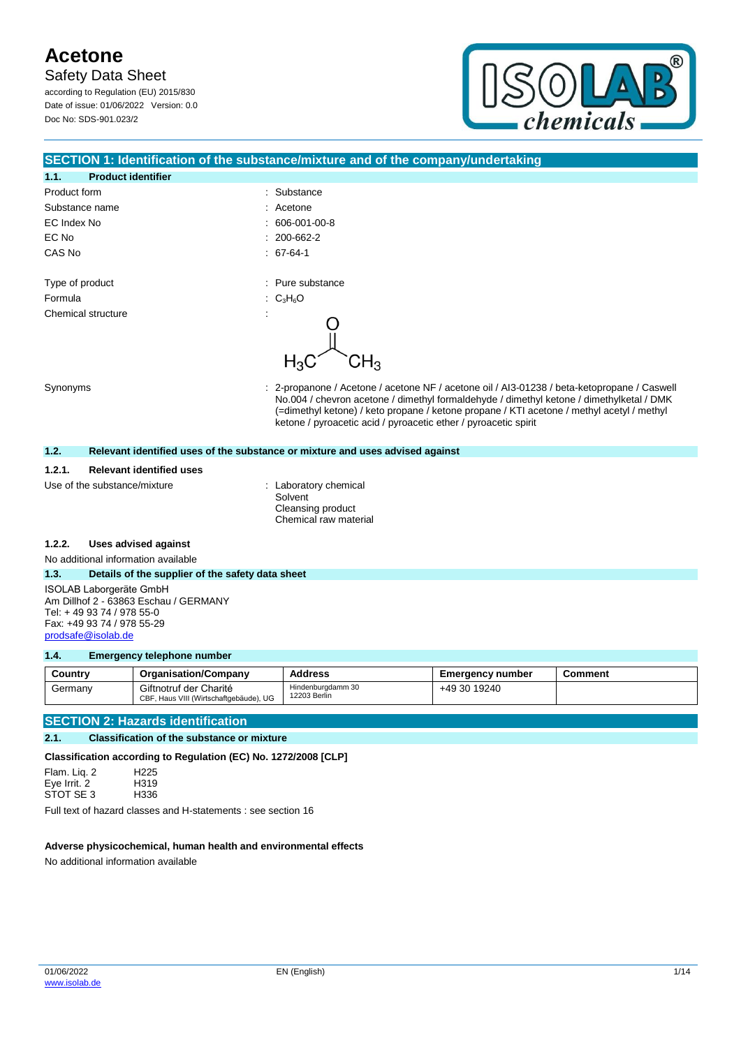# Acetone

Safety Data Sheet

according to Regulation (EU) 2015/830

Date of issue: 01/06/2022 Version: 0.0

Doc No: SDS-901.023/2

## SECTION 1: Identification of the substance/mixture and of the company/undertaking

### 1.1. Product identifier

Product form : Substance

Substance name : Acetone

EC Index No : 606-001-00-8

EC No : 200-662-2

CAS No : 67-64-1

Type of product : Pure substance

Formula : $C_3H_6O$

Chemical structure :

$$H_3C-C(=O)-CH_3$$

Synonyms : 2-propanone / Acetone / acetone NF / acetone oil / AI3-01238 / beta-ketopropane / Caswell No.004 / chevron acetone / dimethyl formaldehyde / dimethyl ketone / dimethylketal / DMK (=dimethyl ketone) / keto propane / ketone propane / KTI acetone / methyl acetyl / methyl ketone / pyroacetic acid / pyroacetic ether / pyroacetic spirit

### 1.2. Relevant identified uses of the substance or mixture and uses advised against

#### 1.2.1. Relevant identified uses

Use of the substance/mixture : Laboratory chemical
Solvent
Cleansing product
Chemical raw material

#### 1.2.2. Uses advised against

No additional information available

### 1.3. Details of the supplier of the safety data sheet

ISOLAB Laborgeräte GmbH
Am Dillhof 2 - 63863 Eschau / GERMANY
Tel: + 49 93 74 / 978 55-0
Fax: +49 93 74 / 978 55-29
prodsafe@isolab.de

### 1.4. Emergency telephone number

| Country | Organisation/Company | Address | Emergency number | Comment |
|---|---|---|---|---|
| Germany | Giftnotruf der Charité<br>CBF, Haus VIII (Wirtschaftgebäude), UG | Hindenburgdamm 30<br>12203 Berlin | +49 30 19240 | |

## SECTION 2: Hazards identification

### 2.1. Classification of the substance or mixture

**Classification according to Regulation (EC) No. 1272/2008 [CLP]**

Flam. Liq. 2 H225
Eye Irrit. 2 H319
STOT SE 3 H336

Full text of hazard classes and H-statements : see section 16

**Adverse physicochemical, human health and environmental effects**

No additional information available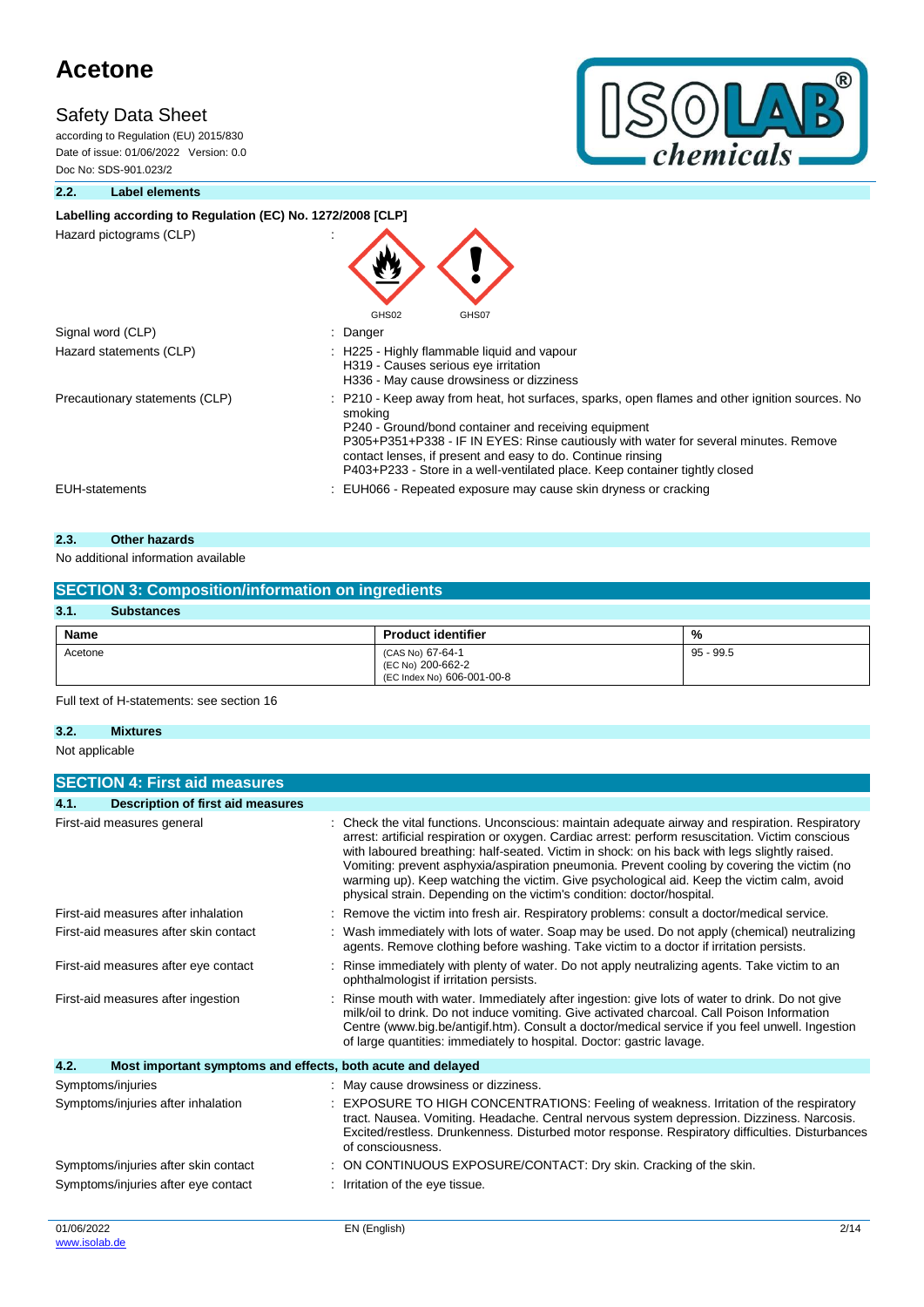### 2.2. Label elements

**Labelling according to Regulation (EC) No. 1272/2008 [CLP]**

| | |
|---|---|
| Hazard pictograms (CLP) | : GHS02 GHS07 |
| Signal word (CLP) | : Danger |
| Hazard statements (CLP) | : H225 - Highly flammable liquid and vapour<br>H319 - Causes serious eye irritation<br>H336 - May cause drowsiness or dizziness |
| Precautionary statements (CLP) | : P210 - Keep away from heat, hot surfaces, sparks, open flames and other ignition sources. No smoking<br>P240 - Ground/bond container and receiving equipment<br>P305+P351+P338 - IF IN EYES: Rinse cautiously with water for several minutes. Remove contact lenses, if present and easy to do. Continue rinsing<br>P403+P233 - Store in a well-ventilated place. Keep container tightly closed |
| EUH-statements | : EUH066 - Repeated exposure may cause skin dryness or cracking |

### 2.3. Other hazards

No additional information available

## SECTION 3: Composition/information on ingredients

### 3.1. Substances

| Name | Product identifier | % |
|---|---|---|
| Acetone | (CAS No) 67-64-1<br>(EC No) 200-662-2<br>(EC Index No) 606-001-00-8 | 95 - 99.5 |

Full text of H-statements: see section 16

### 3.2. Mixtures

Not applicable

## SECTION 4: First aid measures

### 4.1. Description of first aid measures

| | |
|---|---|
| First-aid measures general | : Check the vital functions. Unconscious: maintain adequate airway and respiration. Respiratory arrest: artificial respiration or oxygen. Cardiac arrest: perform resuscitation. Victim conscious with laboured breathing: half-seated. Victim in shock: on his back with legs slightly raised. Vomiting: prevent asphyxia/aspiration pneumonia. Prevent cooling by covering the victim (no warming up). Keep watching the victim. Give psychological aid. Keep the victim calm, avoid physical strain. Depending on the victim's condition: doctor/hospital. |
| First-aid measures after inhalation | : Remove the victim into fresh air. Respiratory problems: consult a doctor/medical service. |
| First-aid measures after skin contact | : Wash immediately with lots of water. Soap may be used. Do not apply (chemical) neutralizing agents. Remove clothing before washing. Take victim to a doctor if irritation persists. |
| First-aid measures after eye contact | : Rinse immediately with plenty of water. Do not apply neutralizing agents. Take victim to an ophthalmologist if irritation persists. |
| First-aid measures after ingestion | : Rinse mouth with water. Immediately after ingestion: give lots of water to drink. Do not give milk/oil to drink. Do not induce vomiting. Give activated charcoal. Call Poison Information Centre (www.big.be/antigif.htm). Consult a doctor/medical service if you feel unwell. Ingestion of large quantities: immediately to hospital. Doctor: gastric lavage. |

### 4.2. Most important symptoms and effects, both acute and delayed

| | |
|---|---|
| Symptoms/injuries | : May cause drowsiness or dizziness. |
| Symptoms/injuries after inhalation | : EXPOSURE TO HIGH CONCENTRATIONS: Feeling of weakness. Irritation of the respiratory tract. Nausea. Vomiting. Headache. Central nervous system depression. Dizziness. Narcosis. Excited/restless. Drunkenness. Disturbed motor response. Respiratory difficulties. Disturbances of consciousness. |
| Symptoms/injuries after skin contact | : ON CONTINUOUS EXPOSURE/CONTACT: Dry skin. Cracking of the skin. |
| Symptoms/injuries after eye contact | : Irritation of the eye tissue. |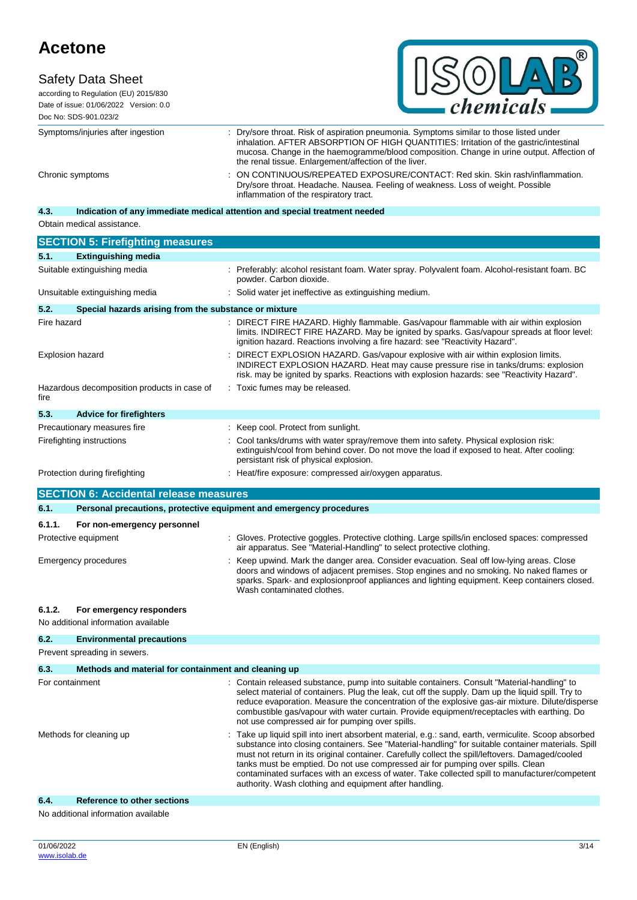| | |
|---|---|
| Symptoms/injuries after ingestion | : Dry/sore throat. Risk of aspiration pneumonia. Symptoms similar to those listed under inhalation. AFTER ABSORPTION OF HIGH QUANTITIES: Irritation of the gastric/intestinal mucosa. Change in the haemogramme/blood composition. Change in urine output. Affection of the renal tissue. Enlargement/affection of the liver. |
| Chronic symptoms | : ON CONTINUOUS/REPEATED EXPOSURE/CONTACT: Red skin. Skin rash/inflammation. Dry/sore throat. Headache. Nausea. Feeling of weakness. Loss of weight. Possible inflammation of the respiratory tract. |

### 4.3. Indication of any immediate medical attention and special treatment needed

Obtain medical assistance.

## SECTION 5: Firefighting measures

### 5.1. Extinguishing media

| | |
|---|---|
| Suitable extinguishing media | : Preferably: alcohol resistant foam. Water spray. Polyvalent foam. Alcohol-resistant foam. BC powder. Carbon dioxide. |
| Unsuitable extinguishing media | : Solid water jet ineffective as extinguishing medium. |

### 5.2. Special hazards arising from the substance or mixture

| | |
|---|---|
| Fire hazard | : DIRECT FIRE HAZARD. Highly flammable. Gas/vapour flammable with air within explosion limits. INDIRECT FIRE HAZARD. May be ignited by sparks. Gas/vapour spreads at floor level: ignition hazard. Reactions involving a fire hazard: see "Reactivity Hazard". |
| Explosion hazard | : DIRECT EXPLOSION HAZARD. Gas/vapour explosive with air within explosion limits. INDIRECT EXPLOSION HAZARD. Heat may cause pressure rise in tanks/drums: explosion risk. may be ignited by sparks. Reactions with explosion hazards: see "Reactivity Hazard". |
| Hazardous decomposition products in case of fire | : Toxic fumes may be released. |

### 5.3. Advice for firefighters

| | |
|---|---|
| Precautionary measures fire | : Keep cool. Protect from sunlight. |
| Firefighting instructions | : Cool tanks/drums with water spray/remove them into safety. Physical explosion risk: extinguish/cool from behind cover. Do not move the load if exposed to heat. After cooling: persistant risk of physical explosion. |
| Protection during firefighting | : Heat/fire exposure: compressed air/oxygen apparatus. |

## SECTION 6: Accidental release measures

### 6.1. Personal precautions, protective equipment and emergency procedures

#### 6.1.1. For non-emergency personnel

| | |
|---|---|
| Protective equipment | : Gloves. Protective goggles. Protective clothing. Large spills/in enclosed spaces: compressed air apparatus. See "Material-Handling" to select protective clothing. |
| Emergency procedures | : Keep upwind. Mark the danger area. Consider evacuation. Seal off low-lying areas. Close doors and windows of adjacent premises. Stop engines and no smoking. No naked flames or sparks. Spark- and explosionproof appliances and lighting equipment. Keep containers closed. Wash contaminated clothes. |

#### 6.1.2. For emergency responders

No additional information available

### 6.2. Environmental precautions

Prevent spreading in sewers.

### 6.3. Methods and material for containment and cleaning up

| | |
|---|---|
| For containment | : Contain released substance, pump into suitable containers. Consult "Material-handling" to select material of containers. Plug the leak, cut off the supply. Dam up the liquid spill. Try to reduce evaporation. Measure the concentration of the explosive gas-air mixture. Dilute/disperse combustible gas/vapour with water curtain. Provide equipment/receptacles with earthing. Do not use compressed air for pumping over spills. |
| Methods for cleaning up | : Take up liquid spill into inert absorbent material, e.g.: sand, earth, vermiculite. Scoop absorbed substance into closing containers. See "Material-handling" for suitable container materials. Spill must not return in its original container. Carefully collect the spill/leftovers. Damaged/cooled tanks must be emptied. Do not use compressed air for pumping over spills. Clean contaminated surfaces with an excess of water. Take collected spill to manufacturer/competent authority. Wash clothing and equipment after handling. |

### 6.4. Reference to other sections

No additional information available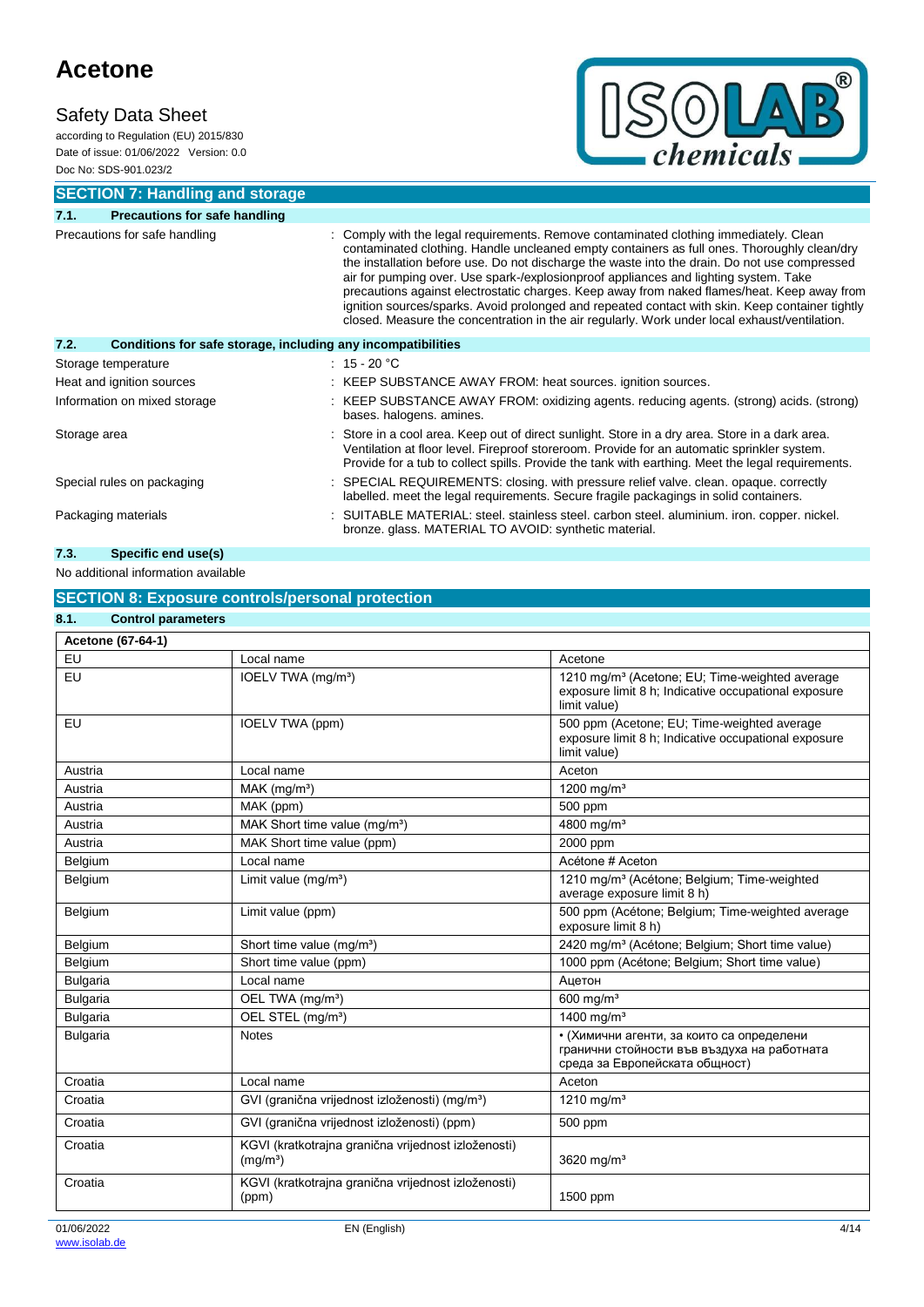## SECTION 7: Handling and storage

### 7.1. Precautions for safe handling

Precautions for safe handling : Comply with the legal requirements. Remove contaminated clothing immediately. Clean contaminated clothing. Handle uncleaned empty containers as full ones. Thoroughly clean/dry the installation before use. Do not discharge the waste into the drain. Do not use compressed air for pumping over. Use spark-/explosionproof appliances and lighting system. Take precautions against electrostatic charges. Keep away from naked flames/heat. Keep away from ignition sources/sparks. Avoid prolonged and repeated contact with skin. Keep container tightly closed. Measure the concentration in the air regularly. Work under local exhaust/ventilation.

### 7.2. Conditions for safe storage, including any incompatibilities

Storage temperature : 15 - 20 °C

Heat and ignition sources : KEEP SUBSTANCE AWAY FROM: heat sources. ignition sources.

Information on mixed storage : KEEP SUBSTANCE AWAY FROM: oxidizing agents. reducing agents. (strong) acids. (strong) bases. halogens. amines.

Storage area : Store in a cool area. Keep out of direct sunlight. Store in a dry area. Store in a dark area. Ventilation at floor level. Fireproof storeroom. Provide for an automatic sprinkler system. Provide for a tub to collect spills. Provide the tank with earthing. Meet the legal requirements.

Special rules on packaging : SPECIAL REQUIREMENTS: closing. with pressure relief valve. clean. opaque. correctly labelled. meet the legal requirements. Secure fragile packagings in solid containers.

Packaging materials : SUITABLE MATERIAL: steel. stainless steel. carbon steel. aluminium. iron. copper. nickel. bronze. glass. MATERIAL TO AVOID: synthetic material.

### 7.3. Specific end use(s)

No additional information available

## SECTION 8: Exposure controls/personal protection

### 8.1. Control parameters

| Acetone (67-64-1) | | |
|---|---|---|
| EU | Local name | Acetone |
| EU | IOELV TWA (mg/m³) | 1210 mg/m³ (Acetone; EU; Time-weighted average exposure limit 8 h; Indicative occupational exposure limit value) |
| EU | IOELV TWA (ppm) | 500 ppm (Acetone; EU; Time-weighted average exposure limit 8 h; Indicative occupational exposure limit value) |
| Austria | Local name | Aceton |
| Austria | MAK (mg/m³) | 1200 mg/m³ |
| Austria | MAK (ppm) | 500 ppm |
| Austria | MAK Short time value (mg/m³) | 4800 mg/m³ |
| Austria | MAK Short time value (ppm) | 2000 ppm |
| Belgium | Local name | Acétone # Aceton |
| Belgium | Limit value (mg/m³) | 1210 mg/m³ (Acétone; Belgium; Time-weighted average exposure limit 8 h) |
| Belgium | Limit value (ppm) | 500 ppm (Acétone; Belgium; Time-weighted average exposure limit 8 h) |
| Belgium | Short time value (mg/m³) | 2420 mg/m³ (Acétone; Belgium; Short time value) |
| Belgium | Short time value (ppm) | 1000 ppm (Acétone; Belgium; Short time value) |
| Bulgaria | Local name | Ацетон |
| Bulgaria | OEL TWA (mg/m³) | 600 mg/m³ |
| Bulgaria | OEL STEL (mg/m³) | 1400 mg/m³ |
| Bulgaria | Notes | • (Химични агенти, за които са определени гранични стойности във въздуха на работната среда за Европейската общност) |
| Croatia | Local name | Aceton |
| Croatia | GVI (granična vrijednost izloženosti) (mg/m³) | 1210 mg/m³ |
| Croatia | GVI (granična vrijednost izloženosti) (ppm) | 500 ppm |
| Croatia | KGVI (kratkotrajna granična vrijednost izloženosti) (mg/m³) | 3620 mg/m³ |
| Croatia | KGVI (kratkotrajna granična vrijednost izloženosti) (ppm) | 1500 ppm |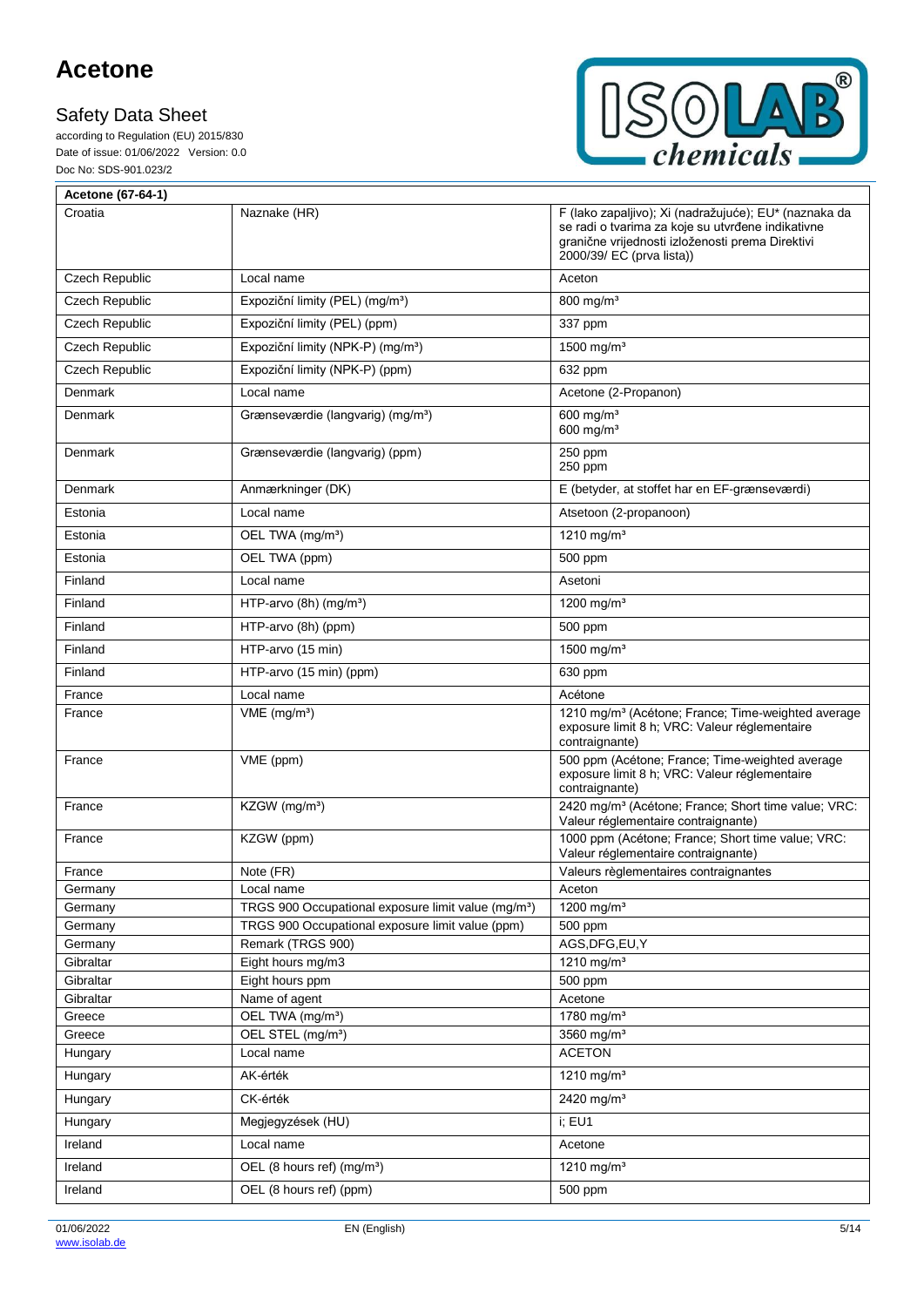| Acetone (67-64-1) | | |
|---|---|---|
| Croatia | Naznake (HR) | F (lako zapaljivo); Xi (nadražujuće); EU* (naznaka da se radi o tvarima za koje su utvrđene indikativne granične vrijednosti izloženosti prema Direktivi 2000/39/ EC (prva lista)) |
| Czech Republic | Local name | Aceton |
| Czech Republic | Expoziční limity (PEL) (mg/m³) | 800 mg/m³ |
| Czech Republic | Expoziční limity (PEL) (ppm) | 337 ppm |
| Czech Republic | Expoziční limity (NPK-P) (mg/m³) | 1500 mg/m³ |
| Czech Republic | Expoziční limity (NPK-P) (ppm) | 632 ppm |
| Denmark | Local name | Acetone (2-Propanon) |
| Denmark | Grænseværdie (langvarig) (mg/m³) | 600 mg/m³<br>600 mg/m³ |
| Denmark | Grænseværdie (langvarig) (ppm) | 250 ppm<br>250 ppm |
| Denmark | Anmærkninger (DK) | E (betyder, at stoffet har en EF-grænseværdi) |
| Estonia | Local name | Atsetoon (2-propanoon) |
| Estonia | OEL TWA (mg/m³) | 1210 mg/m³ |
| Estonia | OEL TWA (ppm) | 500 ppm |
| Finland | Local name | Asetoni |
| Finland | HTP-arvo (8h) (mg/m³) | 1200 mg/m³ |
| Finland | HTP-arvo (8h) (ppm) | 500 ppm |
| Finland | HTP-arvo (15 min) | 1500 mg/m³ |
| Finland | HTP-arvo (15 min) (ppm) | 630 ppm |
| France | Local name | Acétone |
| France | VME (mg/m³) | 1210 mg/m³ (Acétone; France; Time-weighted average exposure limit 8 h; VRC: Valeur réglementaire contraignante) |
| France | VME (ppm) | 500 ppm (Acétone; France; Time-weighted average exposure limit 8 h; VRC: Valeur réglementaire contraignante) |
| France | KZGW (mg/m³) | 2420 mg/m³ (Acétone; France; Short time value; VRC: Valeur réglementaire contraignante) |
| France | KZGW (ppm) | 1000 ppm (Acétone; France; Short time value; VRC: Valeur réglementaire contraignante) |
| France | Note (FR) | Valeurs règlementaires contraignantes |
| Germany | Local name | Aceton |
| Germany | TRGS 900 Occupational exposure limit value (mg/m³) | 1200 mg/m³ |
| Germany | TRGS 900 Occupational exposure limit value (ppm) | 500 ppm |
| Germany | Remark (TRGS 900) | AGS,DFG,EU,Y |
| Gibraltar | Eight hours mg/m3 | 1210 mg/m³ |
| Gibraltar | Eight hours ppm | 500 ppm |
| Gibraltar | Name of agent | Acetone |
| Greece | OEL TWA (mg/m³) | 1780 mg/m³ |
| Greece | OEL STEL (mg/m³) | 3560 mg/m³ |
| Hungary | Local name | ACETON |
| Hungary | AK-érték | 1210 mg/m³ |
| Hungary | CK-érték | 2420 mg/m³ |
| Hungary | Megjegyzések (HU) | i; EU1 |
| Ireland | Local name | Acetone |
| Ireland | OEL (8 hours ref) (mg/m³) | 1210 mg/m³ |
| Ireland | OEL (8 hours ref) (ppm) | 500 ppm |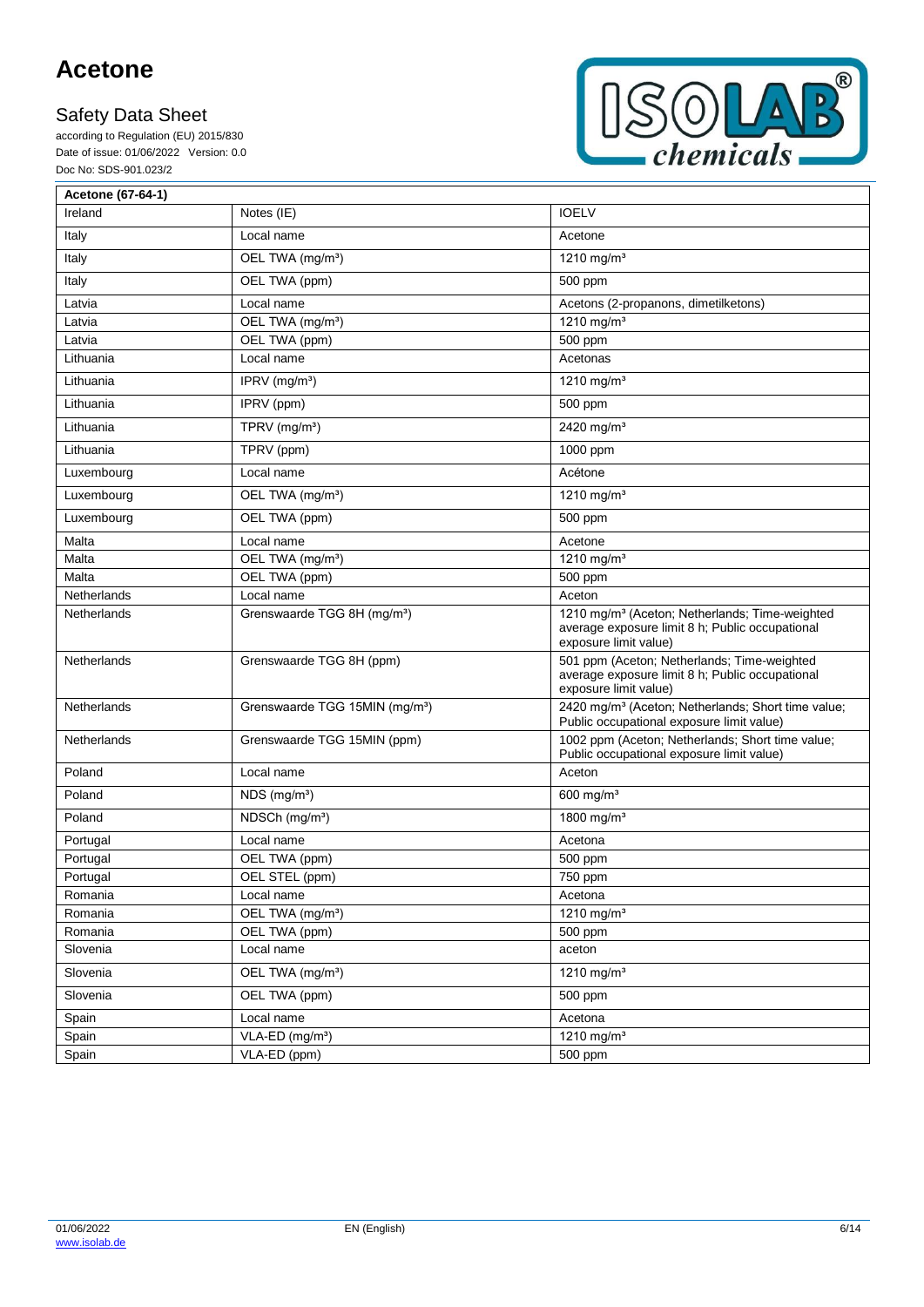| Acetone (67-64-1) | | |
|---|---|---|
| Ireland | Notes (IE) | IOELV |
| Italy | Local name | Acetone |
| Italy | OEL TWA (mg/m³) | 1210 mg/m³ |
| Italy | OEL TWA (ppm) | 500 ppm |
| Latvia | Local name | Acetons (2-propanons, dimetilketons) |
| Latvia | OEL TWA (mg/m³) | 1210 mg/m³ |
| Latvia | OEL TWA (ppm) | 500 ppm |
| Lithuania | Local name | Acetonas |
| Lithuania | IPRV (mg/m³) | 1210 mg/m³ |
| Lithuania | IPRV (ppm) | 500 ppm |
| Lithuania | TPRV (mg/m³) | 2420 mg/m³ |
| Lithuania | TPRV (ppm) | 1000 ppm |
| Luxembourg | Local name | Acétone |
| Luxembourg | OEL TWA (mg/m³) | 1210 mg/m³ |
| Luxembourg | OEL TWA (ppm) | 500 ppm |
| Malta | Local name | Acetone |
| Malta | OEL TWA (mg/m³) | 1210 mg/m³ |
| Malta | OEL TWA (ppm) | 500 ppm |
| Netherlands | Local name | Aceton |
| Netherlands | Grenswaarde TGG 8H (mg/m³) | 1210 mg/m³ (Aceton; Netherlands; Time-weighted average exposure limit 8 h; Public occupational exposure limit value) |
| Netherlands | Grenswaarde TGG 8H (ppm) | 501 ppm (Aceton; Netherlands; Time-weighted average exposure limit 8 h; Public occupational exposure limit value) |
| Netherlands | Grenswaarde TGG 15MIN (mg/m³) | 2420 mg/m³ (Aceton; Netherlands; Short time value; Public occupational exposure limit value) |
| Netherlands | Grenswaarde TGG 15MIN (ppm) | 1002 ppm (Aceton; Netherlands; Short time value; Public occupational exposure limit value) |
| Poland | Local name | Aceton |
| Poland | NDS (mg/m³) | 600 mg/m³ |
| Poland | NDSCh (mg/m³) | 1800 mg/m³ |
| Portugal | Local name | Acetona |
| Portugal | OEL TWA (ppm) | 500 ppm |
| Portugal | OEL STEL (ppm) | 750 ppm |
| Romania | Local name | Acetona |
| Romania | OEL TWA (mg/m³) | 1210 mg/m³ |
| Romania | OEL TWA (ppm) | 500 ppm |
| Slovenia | Local name | aceton |
| Slovenia | OEL TWA (mg/m³) | 1210 mg/m³ |
| Slovenia | OEL TWA (ppm) | 500 ppm |
| Spain | Local name | Acetona |
| Spain | VLA-ED (mg/m³) | 1210 mg/m³ |
| Spain | VLA-ED (ppm) | 500 ppm |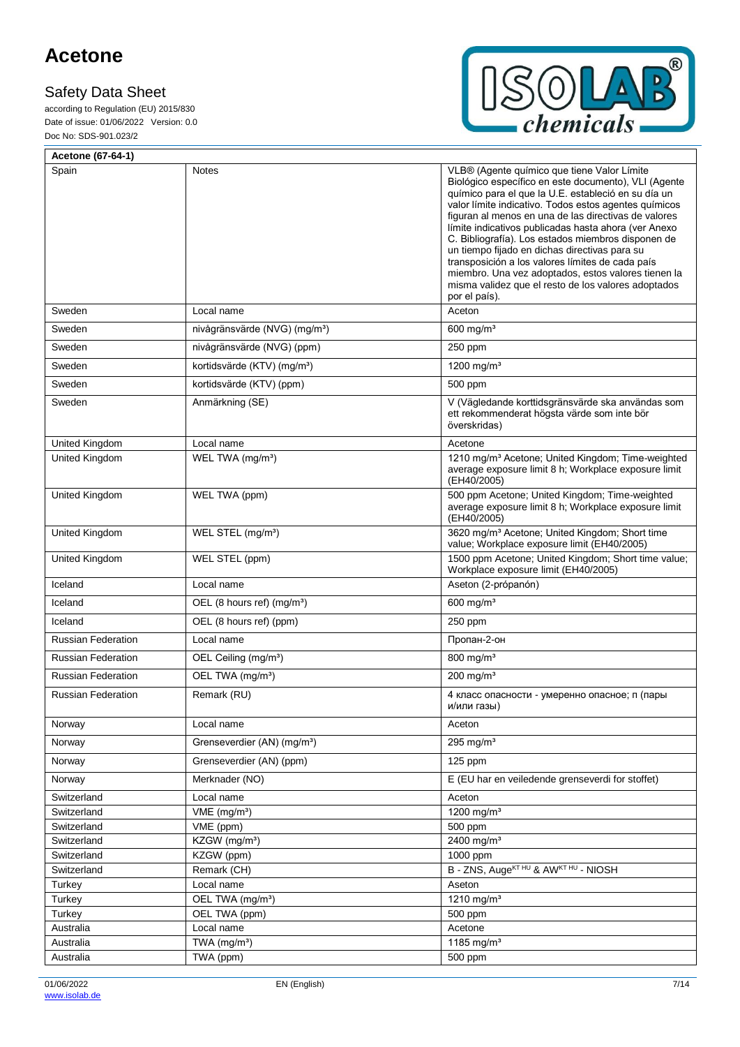| Acetone (67-64-1) | | |
|---|---|---|
| Spain | Notes | VLB® (Agente químico que tiene Valor Límite Biológico específico en este documento), VLI (Agente químico para el que la U.E. estableció en su día un valor límite indicativo. Todos estos agentes químicos figuran al menos en una de las directivas de valores límite indicativos publicadas hasta ahora (ver Anexo C. Bibliografía). Los estados miembros disponen de un tiempo fijado en dichas directivas para su transposición a los valores límites de cada país miembro. Una vez adoptados, estos valores tienen la misma validez que el resto de los valores adoptados por el país). |
| Sweden | Local name | Aceton |
| Sweden | nivågränsvärde (NVG) (mg/m³) | 600 mg/m³ |
| Sweden | nivågränsvärde (NVG) (ppm) | 250 ppm |
| Sweden | kortidsvärde (KTV) (mg/m³) | 1200 mg/m³ |
| Sweden | kortidsvärde (KTV) (ppm) | 500 ppm |
| Sweden | Anmärkning (SE) | V (Vägledande korttidsgränsvärde ska användas som ett rekommenderat högsta värde som inte bör överskridas) |
| United Kingdom | Local name | Acetone |
| United Kingdom | WEL TWA (mg/m³) | 1210 mg/m³ Acetone; United Kingdom; Time-weighted average exposure limit 8 h; Workplace exposure limit (EH40/2005) |
| United Kingdom | WEL TWA (ppm) | 500 ppm Acetone; United Kingdom; Time-weighted average exposure limit 8 h; Workplace exposure limit (EH40/2005) |
| United Kingdom | WEL STEL (mg/m³) | 3620 mg/m³ Acetone; United Kingdom; Short time value; Workplace exposure limit (EH40/2005) |
| United Kingdom | WEL STEL (ppm) | 1500 ppm Acetone; United Kingdom; Short time value; Workplace exposure limit (EH40/2005) |
| Iceland | Local name | Aseton (2-própanón) |
| Iceland | OEL (8 hours ref) (mg/m³) | 600 mg/m³ |
| Iceland | OEL (8 hours ref) (ppm) | 250 ppm |
| Russian Federation | Local name | Пропан-2-он |
| Russian Federation | OEL Ceiling (mg/m³) | 800 mg/m³ |
| Russian Federation | OEL TWA (mg/m³) | 200 mg/m³ |
| Russian Federation | Remark (RU) | 4 класс опасности - умеренно опасное; п (пары и/или газы) |
| Norway | Local name | Aceton |
| Norway | Grenseverdier (AN) (mg/m³) | 295 mg/m³ |
| Norway | Grenseverdier (AN) (ppm) | 125 ppm |
| Norway | Merknader (NO) | E (EU har en veiledende grenseverdi for stoffet) |
| Switzerland | Local name | Aceton |
| Switzerland | VME (mg/m³) | 1200 mg/m³ |
| Switzerland | VME (ppm) | 500 ppm |
| Switzerland | KZGW (mg/m³) | 2400 mg/m³ |
| Switzerland | KZGW (ppm) | 1000 ppm |
| Switzerland | Remark (CH) | B - ZNS, Auge[KT HU] & AW[KT HU] - NIOSH |
| Turkey | Local name | Aseton |
| Turkey | OEL TWA (mg/m³) | 1210 mg/m³ |
| Turkey | OEL TWA (ppm) | 500 ppm |
| Australia | Local name | Acetone |
| Australia | TWA (mg/m³) | 1185 mg/m³ |
| Australia | TWA (ppm) | 500 ppm |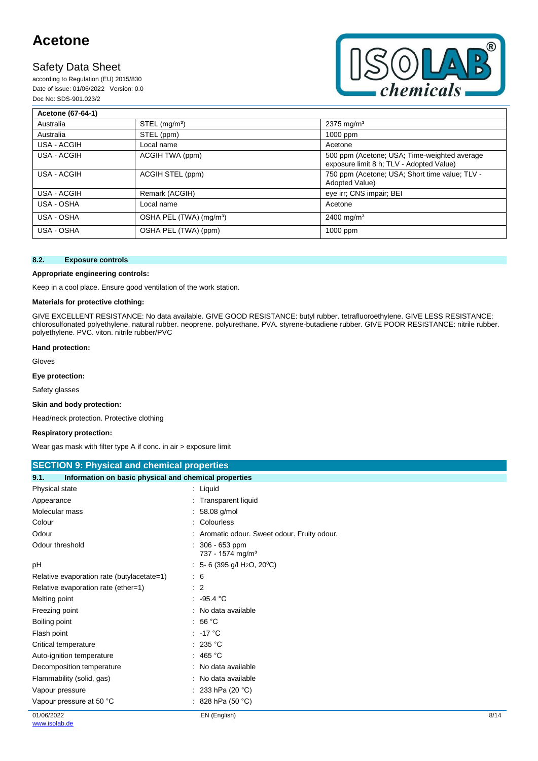| Acetone (67-64-1) | | |
|---|---|---|
| Australia | STEL (mg/m³) | 2375 mg/m³ |
| Australia | STEL (ppm) | 1000 ppm |
| USA - ACGIH | Local name | Acetone |
| USA - ACGIH | ACGIH TWA (ppm) | 500 ppm (Acetone; USA; Time-weighted average exposure limit 8 h; TLV - Adopted Value) |
| USA - ACGIH | ACGIH STEL (ppm) | 750 ppm (Acetone; USA; Short time value; TLV - Adopted Value) |
| USA - ACGIH | Remark (ACGIH) | eye irr; CNS impair; BEI |
| USA - OSHA | Local name | Acetone |
| USA - OSHA | OSHA PEL (TWA) (mg/m³) | 2400 mg/m³ |
| USA - OSHA | OSHA PEL (TWA) (ppm) | 1000 ppm |

### 8.2. Exposure controls

**Appropriate engineering controls:**

Keep in a cool place. Ensure good ventilation of the work station.

**Materials for protective clothing:**

GIVE EXCELLENT RESISTANCE: No data available. GIVE GOOD RESISTANCE: butyl rubber. tetrafluoroethylene. GIVE LESS RESISTANCE: chlorosulfonated polyethylene. natural rubber. neoprene. polyurethane. PVA. styrene-butadiene rubber. GIVE POOR RESISTANCE: nitrile rubber. polyethylene. PVC. viton. nitrile rubber/PVC

**Hand protection:**

Gloves

**Eye protection:**

Safety glasses

**Skin and body protection:**

Head/neck protection. Protective clothing

**Respiratory protection:**

Wear gas mask with filter type A if conc. in air > exposure limit

## SECTION 9: Physical and chemical properties

### 9.1. Information on basic physical and chemical properties

| | |
|---|---|
| Physical state | : Liquid |
| Appearance | : Transparent liquid |
| Molecular mass | : 58.08 g/mol |
| Colour | : Colourless |
| Odour | : Aromatic odour. Sweet odour. Fruity odour. |
| Odour threshold | : 306 - 653 ppm<br>737 - 1574 mg/m³ |
| pH | : 5- 6 (395 g/l $H_2O$, 20°C) |
| Relative evaporation rate (butylacetate=1) | : 6 |
| Relative evaporation rate (ether=1) | : 2 |
| Melting point | : -95.4 °C |
| Freezing point | : No data available |
| Boiling point | : 56 °C |
| Flash point | : -17 °C |
| Critical temperature | : 235 °C |
| Auto-ignition temperature | : 465 °C |
| Decomposition temperature | : No data available |
| Flammability (solid, gas) | : No data available |
| Vapour pressure | : 233 hPa (20 °C) |
| Vapour pressure at 50 °C | : 828 hPa (50 °C) |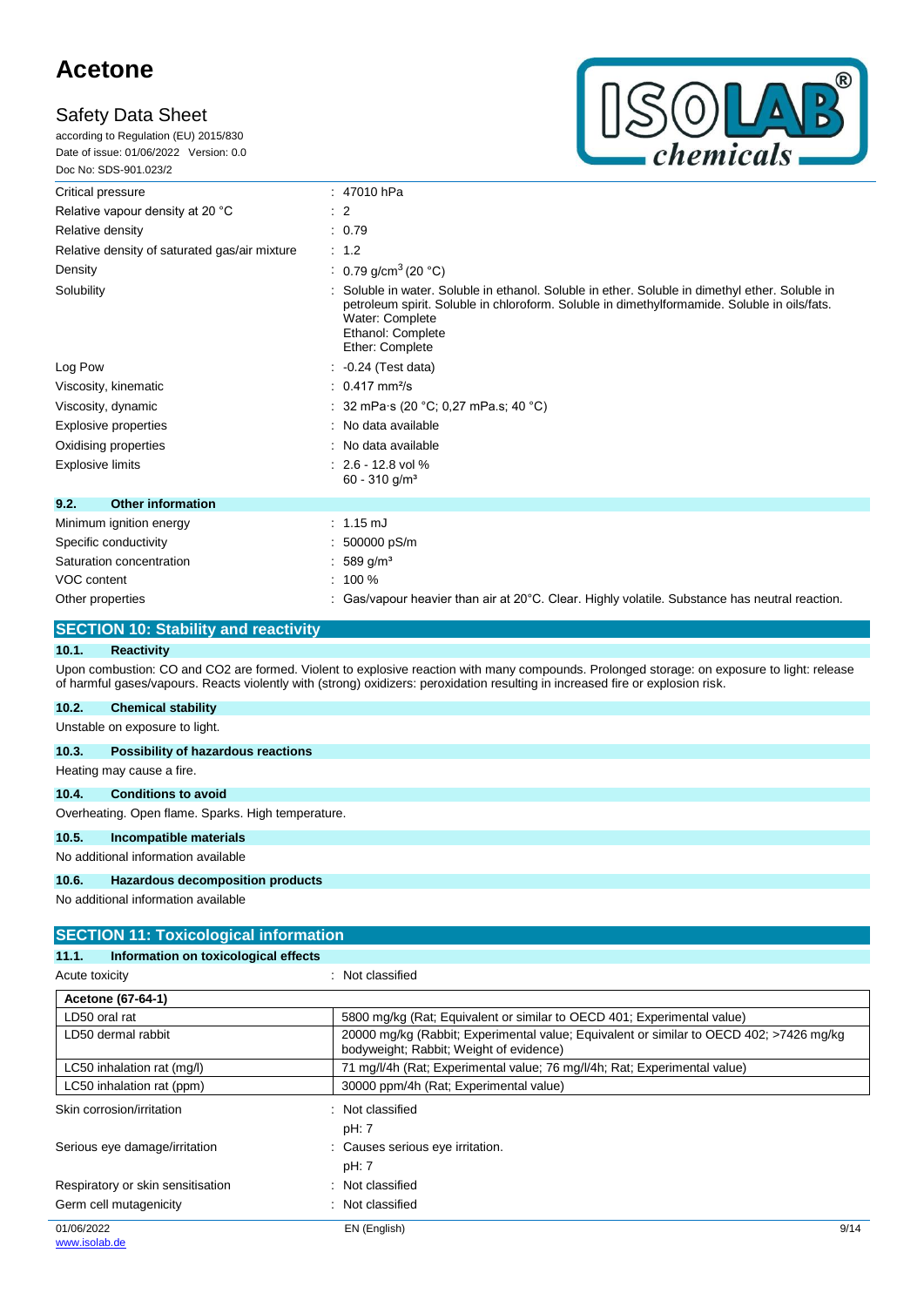| | |
|---|---|
| Critical pressure | : 47010 hPa |
| Relative vapour density at 20 °C | : 2 |
| Relative density | : 0.79 |
| Relative density of saturated gas/air mixture | : 1.2 |
| Density | : 0.79 g/cm³ (20 °C) |
| Solubility | : Soluble in water. Soluble in ethanol. Soluble in ether. Soluble in dimethyl ether. Soluble in petroleum spirit. Soluble in chloroform. Soluble in dimethylformamide. Soluble in oils/fats. Water: Complete Ethanol: Complete Ether: Complete |
| Log Pow | : -0.24 (Test data) |
| Viscosity, kinematic | : 0.417 mm²/s |
| Viscosity, dynamic | : 32 mPa·s (20 °C; 0,27 mPa.s; 40 °C) |
| Explosive properties | : No data available |
| Oxidising properties | : No data available |
| Explosive limits | : 2.6 - 12.8 vol % 60 - 310 g/m³ |

### 9.2. Other information

| | |
|---|---|
| Minimum ignition energy | : 1.15 mJ |
| Specific conductivity | : 500000 pS/m |
| Saturation concentration | : 589 g/m³ |
| VOC content | : 100 % |
| Other properties | : Gas/vapour heavier than air at 20°C. Clear. Highly volatile. Substance has neutral reaction. |

## SECTION 10: Stability and reactivity

### 10.1. Reactivity

Upon combustion: CO and CO2 are formed. Violent to explosive reaction with many compounds. Prolonged storage: on exposure to light: release of harmful gases/vapours. Reacts violently with (strong) oxidizers: peroxidation resulting in increased fire or explosion risk.

### 10.2. Chemical stability

Unstable on exposure to light.

### 10.3. Possibility of hazardous reactions

Heating may cause a fire.

### 10.4. Conditions to avoid

Overheating. Open flame. Sparks. High temperature.

### 10.5. Incompatible materials

No additional information available

### 10.6. Hazardous decomposition products

No additional information available

## SECTION 11: Toxicological information

### 11.1. Information on toxicological effects

Acute toxicity : Not classified

| Acetone (67-64-1) | |
|---|---|
| LD50 oral rat | 5800 mg/kg (Rat; Equivalent or similar to OECD 401; Experimental value) |
| LD50 dermal rabbit | 20000 mg/kg (Rabbit; Experimental value; Equivalent or similar to OECD 402; >7426 mg/kg bodyweight; Rabbit; Weight of evidence) |
| LC50 inhalation rat (mg/l) | 71 mg/l/4h (Rat; Experimental value; 76 mg/l/4h; Rat; Experimental value) |
| LC50 inhalation rat (ppm) | 30000 ppm/4h (Rat; Experimental value) |

| | |
|---|---|
| Skin corrosion/irritation | : Not classified<br>pH: 7 |
| Serious eye damage/irritation | : Causes serious eye irritation.<br>pH: 7 |
| Respiratory or skin sensitisation | : Not classified |
| Germ cell mutagenicity | : Not classified |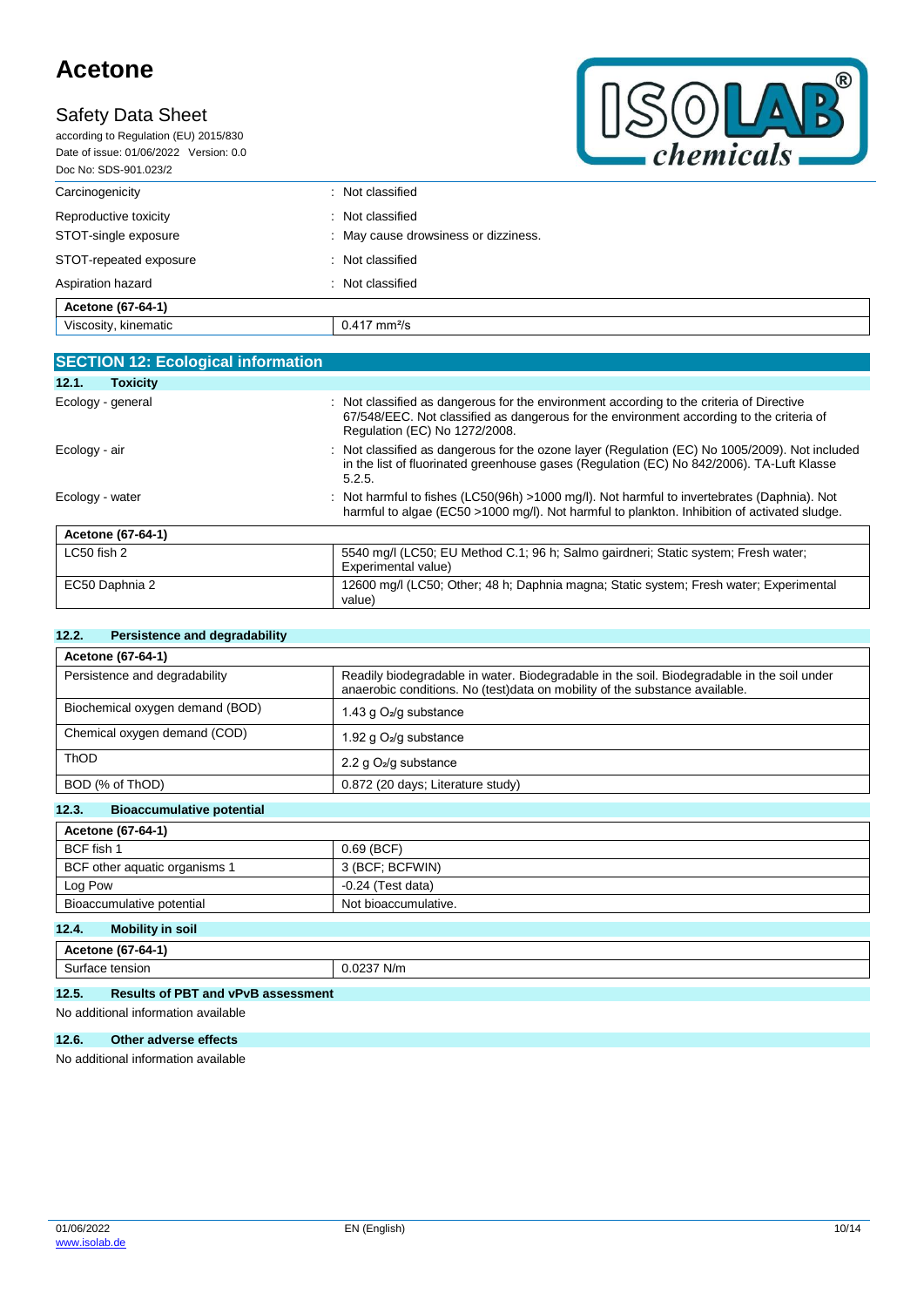| | |
|---|---|
| Carcinogenicity | : Not classified |
| Reproductive toxicity | : Not classified |
| STOT-single exposure | : May cause drowsiness or dizziness. |
| STOT-repeated exposure | : Not classified |
| Aspiration hazard | : Not classified |

| Acetone (67-64-1) | |
|---|---|
| Viscosity, kinematic | 0.417 $mm^2/s$ |

## SECTION 12: Ecological information

### 12.1. Toxicity

| | |
|---|---|
| Ecology - general | : Not classified as dangerous for the environment according to the criteria of Directive 67/548/EEC. Not classified as dangerous for the environment according to the criteria of Regulation (EC) No 1272/2008. |
| Ecology - air | : Not classified as dangerous for the ozone layer (Regulation (EC) No 1005/2009). Not included in the list of fluorinated greenhouse gases (Regulation (EC) No 842/2006). TA-Luft Klasse 5.2.5. |
| Ecology - water | : Not harmful to fishes (LC50(96h) >1000 mg/l). Not harmful to invertebrates (Daphnia). Not harmful to algae (EC50 >1000 mg/l). Not harmful to plankton. Inhibition of activated sludge. |

| Acetone (67-64-1) | |
|---|---|
| LC50 fish 2 | 5540 mg/l (LC50; EU Method C.1; 96 h; Salmo gairdneri; Static system; Fresh water; Experimental value) |
| EC50 Daphnia 2 | 12600 mg/l (LC50; Other; 48 h; Daphnia magna; Static system; Fresh water; Experimental value) |

### 12.2. Persistence and degradability

| Acetone (67-64-1) | |
|---|---|
| Persistence and degradability | Readily biodegradable in water. Biodegradable in the soil. Biodegradable in the soil under anaerobic conditions. No (test)data on mobility of the substance available. |
| Biochemical oxygen demand (BOD) | 1.43 g $O_2$/g substance |
| Chemical oxygen demand (COD) | 1.92 g $O_2$/g substance |
| ThOD | 2.2 g $O_2$/g substance |
| BOD (% of ThOD) | 0.872 (20 days; Literature study) |

### 12.3. Bioaccumulative potential

| Acetone (67-64-1) | |
|---|---|
| BCF fish 1 | 0.69 (BCF) |
| BCF other aquatic organisms 1 | 3 (BCF; BCFWIN) |
| Log Pow | -0.24 (Test data) |
| Bioaccumulative potential | Not bioaccumulative. |

### 12.4. Mobility in soil

| Acetone (67-64-1) | |
|---|---|
| Surface tension | 0.0237 N/m |

### 12.5. Results of PBT and vPvB assessment

No additional information available

### 12.6. Other adverse effects

No additional information available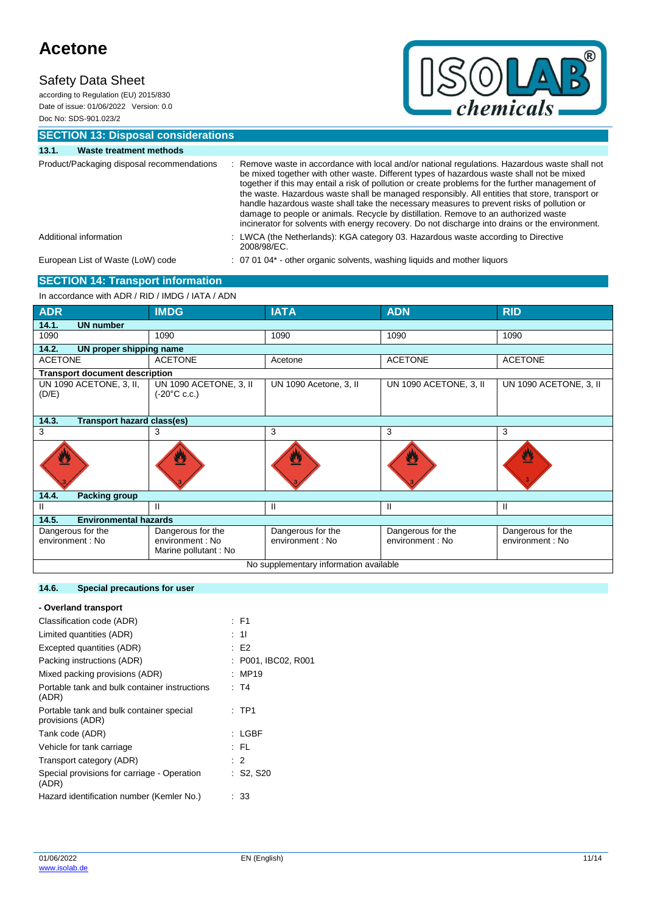## SECTION 13: Disposal considerations

### 13.1. Waste treatment methods

Product/Packaging disposal recommendations : Remove waste in accordance with local and/or national regulations. Hazardous waste shall not be mixed together with other waste. Different types of hazardous waste shall not be mixed together if this may entail a risk of pollution or create problems for the further management of the waste. Hazardous waste shall be managed responsibly. All entities that store, transport or handle hazardous waste shall take the necessary measures to prevent risks of pollution or damage to people or animals. Recycle by distillation. Remove to an authorized waste incinerator for solvents with energy recovery. Do not discharge into drains or the environment.

Additional information : LWCA (the Netherlands): KGA category 03. Hazardous waste according to Directive 2008/98/EC.

European List of Waste (LoW) code : 07 01 04* - other organic solvents, washing liquids and mother liquors

## SECTION 14: Transport information

In accordance with ADR / RID / IMDG / IATA / ADN

| ADR | IMDG | IATA | ADN | RID |
|---|---|---|---|---|
| **14.1. UN number** | | | | |
| 1090 | 1090 | 1090 | 1090 | 1090 |
| **14.2. UN proper shipping name** | | | | |
| ACETONE | ACETONE | Acetone | ACETONE | ACETONE |
| **Transport document description** | | | | |
| UN 1090 ACETONE, 3, II, (D/E) | UN 1090 ACETONE, 3, II (-20°C c.c.) | UN 1090 Acetone, 3, II | UN 1090 ACETONE, 3, II | UN 1090 ACETONE, 3, II |
| **14.3. Transport hazard class(es)** | | | | |
| 3 | 3 | 3 | 3 | 3 |
| **14.4. Packing group** | | | | |
| II | II | II | II | II |
| **14.5. Environmental hazards** | | | | |
| Dangerous for the environment : No | Dangerous for the environment : No<br>Marine pollutant : No | Dangerous for the environment : No | Dangerous for the environment : No | Dangerous for the environment : No |
| No supplementary information available | | | | |

### 14.6. Special precautions for user

**- Overland transport**

| | |
|---|---|
| Classification code (ADR) | : F1 |
| Limited quantities (ADR) | : 1l |
| Excepted quantities (ADR) | : E2 |
| Packing instructions (ADR) | : P001, IBC02, R001 |
| Mixed packing provisions (ADR) | : MP19 |
| Portable tank and bulk container instructions (ADR) | : T4 |
| Portable tank and bulk container special provisions (ADR) | : TP1 |
| Tank code (ADR) | : LGBF |
| Vehicle for tank carriage | : FL |
| Transport category (ADR) | : 2 |
| Special provisions for carriage - Operation (ADR) | : S2, S20 |
| Hazard identification number (Kemler No.) | : 33 |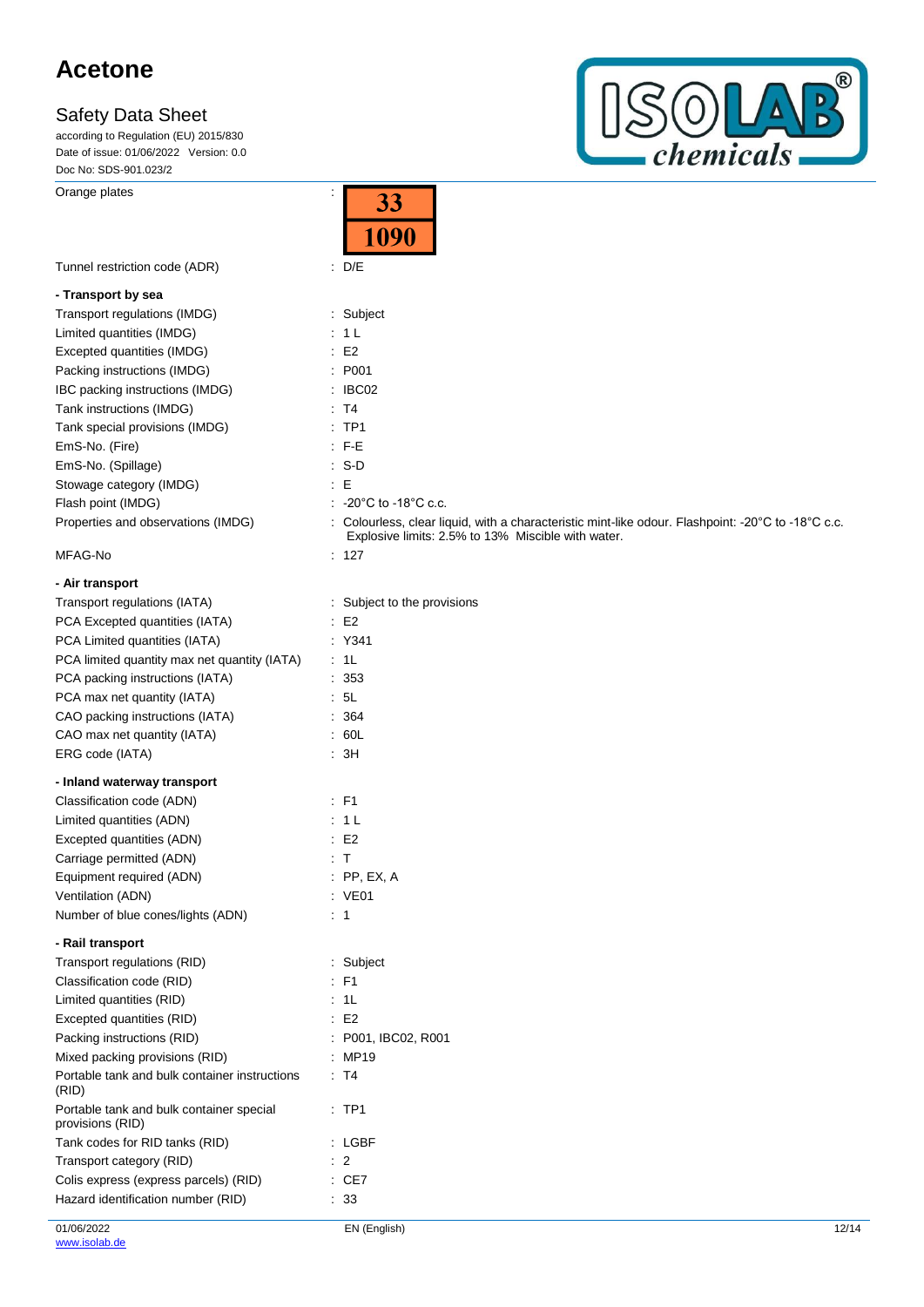| | |
|---|---|
| Orange plates | : 33 / 1090 |
| Tunnel restriction code (ADR) | : D/E |

**- Transport by sea**

| | |
|---|---|
| Transport regulations (IMDG) | : Subject |
| Limited quantities (IMDG) | : 1 L |
| Excepted quantities (IMDG) | : E2 |
| Packing instructions (IMDG) | : P001 |
| IBC packing instructions (IMDG) | : IBC02 |
| Tank instructions (IMDG) | : T4 |
| Tank special provisions (IMDG) | : TP1 |
| EmS-No. (Fire) | : F-E |
| EmS-No. (Spillage) | : S-D |
| Stowage category (IMDG) | : E |
| Flash point (IMDG) | : -20°C to -18°C c.c. |
| Properties and observations (IMDG) | : Colourless, clear liquid, with a characteristic mint-like odour. Flashpoint: -20°C to -18°C c.c. Explosive limits: 2.5% to 13% Miscible with water. |
| MFAG-No | : 127 |

**- Air transport**

| | |
|---|---|
| Transport regulations (IATA) | : Subject to the provisions |
| PCA Excepted quantities (IATA) | : E2 |
| PCA Limited quantities (IATA) | : Y341 |
| PCA limited quantity max net quantity (IATA) | : 1L |
| PCA packing instructions (IATA) | : 353 |
| PCA max net quantity (IATA) | : 5L |
| CAO packing instructions (IATA) | : 364 |
| CAO max net quantity (IATA) | : 60L |
| ERG code (IATA) | : 3H |

**- Inland waterway transport**

| | |
|---|---|
| Classification code (ADN) | : F1 |
| Limited quantities (ADN) | : 1 L |
| Excepted quantities (ADN) | : E2 |
| Carriage permitted (ADN) | : T |
| Equipment required (ADN) | : PP, EX, A |
| Ventilation (ADN) | : VE01 |
| Number of blue cones/lights (ADN) | : 1 |

**- Rail transport**

| | |
|---|---|
| Transport regulations (RID) | : Subject |
| Classification code (RID) | : F1 |
| Limited quantities (RID) | : 1L |
| Excepted quantities (RID) | : E2 |
| Packing instructions (RID) | : P001, IBC02, R001 |
| Mixed packing provisions (RID) | : MP19 |
| Portable tank and bulk container instructions (RID) | : T4 |
| Portable tank and bulk container special provisions (RID) | : TP1 |
| Tank codes for RID tanks (RID) | : LGBF |
| Transport category (RID) | : 2 |
| Colis express (express parcels) (RID) | : CE7 |
| Hazard identification number (RID) | : 33 |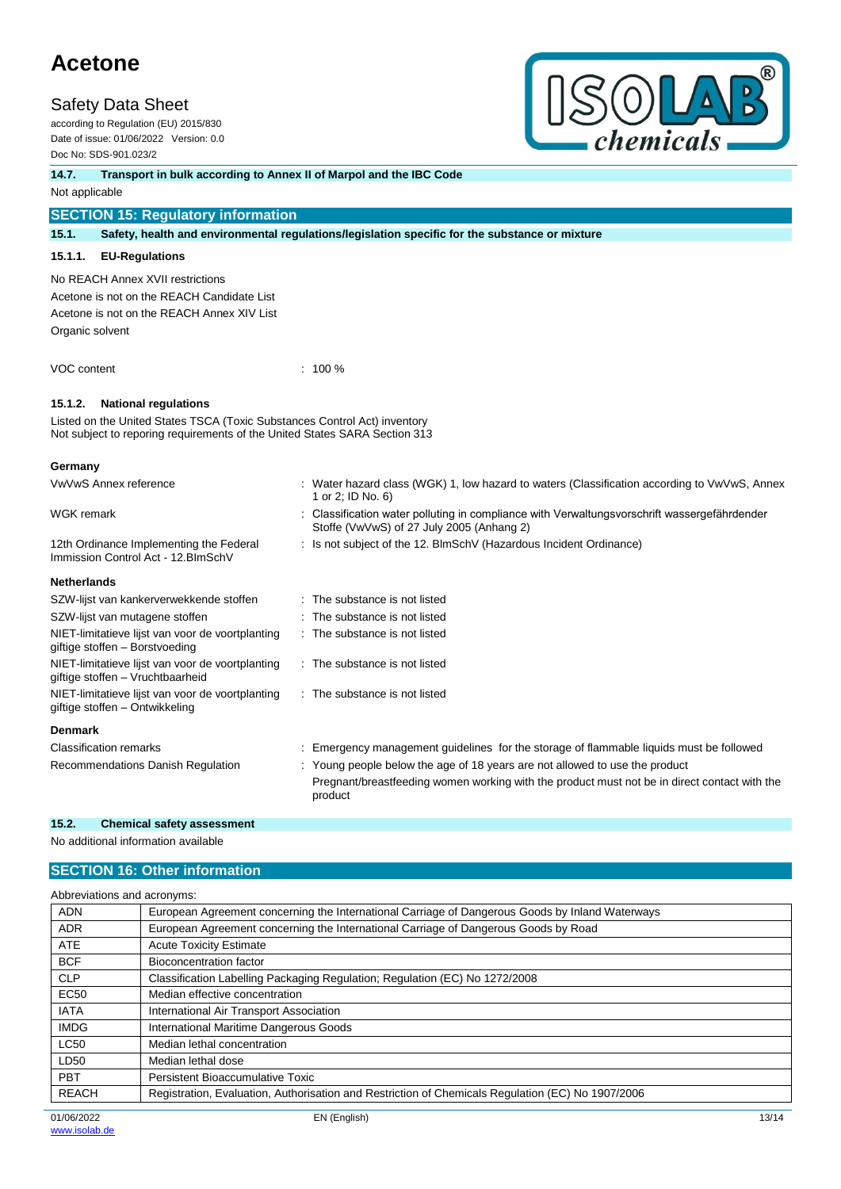### 14.7. Transport in bulk according to Annex II of Marpol and the IBC Code

Not applicable

## SECTION 15: Regulatory information

### 15.1. Safety, health and environmental regulations/legislation specific for the substance or mixture

#### 15.1.1. EU-Regulations

No REACH Annex XVII restrictions
Acetone is not on the REACH Candidate List
Acetone is not on the REACH Annex XIV List
Organic solvent

VOC content : 100 %

#### 15.1.2. National regulations

Listed on the United States TSCA (Toxic Substances Control Act) inventory
Not subject to reporing requirements of the United States SARA Section 313

**Germany**

| | |
|---|---|
| VwVwS Annex reference | : Water hazard class (WGK) 1, low hazard to waters (Classification according to VwVwS, Annex 1 or 2; ID No. 6) |
| WGK remark | : Classification water polluting in compliance with Verwaltungsvorschrift wassergefährdender Stoffe (VwVwS) of 27 July 2005 (Anhang 2) |
| 12th Ordinance Implementing the Federal Immission Control Act - 12.BImSchV | : Is not subject of the 12. BlmSchV (Hazardous Incident Ordinance) |

**Netherlands**

| | |
|---|---|
| SZW-lijst van kankerverwekkende stoffen | : The substance is not listed |
| SZW-lijst van mutagene stoffen | : The substance is not listed |
| NIET-limitatieve lijst van voor de voortplanting giftige stoffen – Borstvoeding | : The substance is not listed |
| NIET-limitatieve lijst van voor de voortplanting giftige stoffen – Vruchtbaarheid | : The substance is not listed |
| NIET-limitatieve lijst van voor de voortplanting giftige stoffen – Ontwikkeling | : The substance is not listed |

**Denmark**

| | |
|---|---|
| Classification remarks | : Emergency management guidelines for the storage of flammable liquids must be followed |
| Recommendations Danish Regulation | : Young people below the age of 18 years are not allowed to use the product<br>Pregnant/breastfeeding women working with the product must not be in direct contact with the product |

### 15.2. Chemical safety assessment

No additional information available

## SECTION 16: Other information

Abbreviations and acronyms:

| | |
|---|---|
| ADN | European Agreement concerning the International Carriage of Dangerous Goods by Inland Waterways |
| ADR | European Agreement concerning the International Carriage of Dangerous Goods by Road |
| ATE | Acute Toxicity Estimate |
| BCF | Bioconcentration factor |
| CLP | Classification Labelling Packaging Regulation; Regulation (EC) No 1272/2008 |
| EC50 | Median effective concentration |
| IATA | International Air Transport Association |
| IMDG | International Maritime Dangerous Goods |
| LC50 | Median lethal concentration |
| LD50 | Median lethal dose |
| PBT | Persistent Bioaccumulative Toxic |
| REACH | Registration, Evaluation, Authorisation and Restriction of Chemicals Regulation (EC) No 1907/2006 |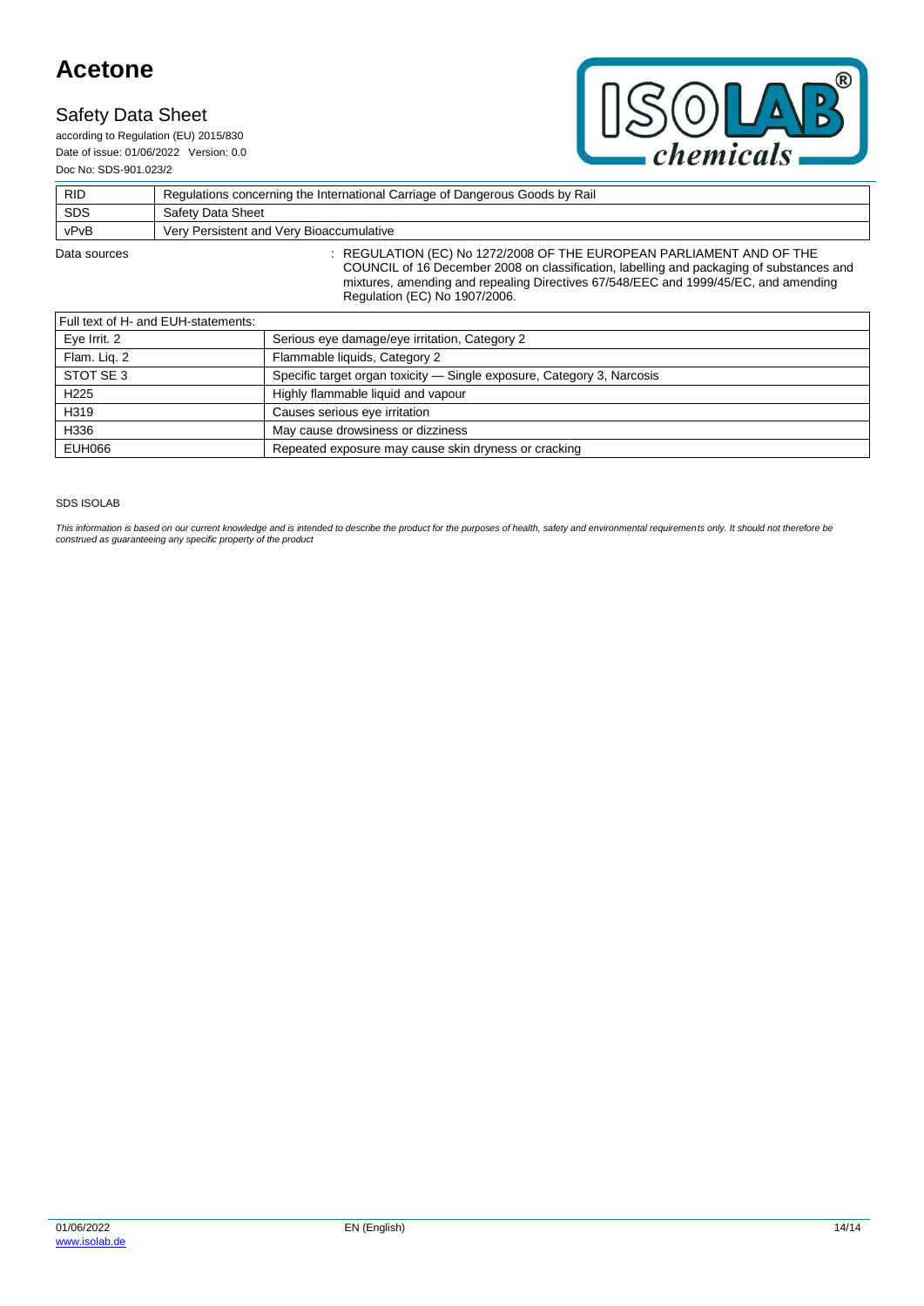| | |
|---|---|
| RID | Regulations concerning the International Carriage of Dangerous Goods by Rail |
| SDS | Safety Data Sheet |
| vPvB | Very Persistent and Very Bioaccumulative |

Data sources : REGULATION (EC) No 1272/2008 OF THE EUROPEAN PARLIAMENT AND OF THE COUNCIL of 16 December 2008 on classification, labelling and packaging of substances and mixtures, amending and repealing Directives 67/548/EEC and 1999/45/EC, and amending Regulation (EC) No 1907/2006.

| Full text of H- and EUH-statements: | |
|---|---|
| Eye Irrit. 2 | Serious eye damage/eye irritation, Category 2 |
| Flam. Liq. 2 | Flammable liquids, Category 2 |
| STOT SE 3 | Specific target organ toxicity — Single exposure, Category 3, Narcosis |
| H225 | Highly flammable liquid and vapour |
| H319 | Causes serious eye irritation |
| H336 | May cause drowsiness or dizziness |
| EUH066 | Repeated exposure may cause skin dryness or cracking |

SDS ISOLAB

*This information is based on our current knowledge and is intended to describe the product for the purposes of health, safety and environmental requirements only. It should not therefore be construed as guaranteeing any specific property of the product*